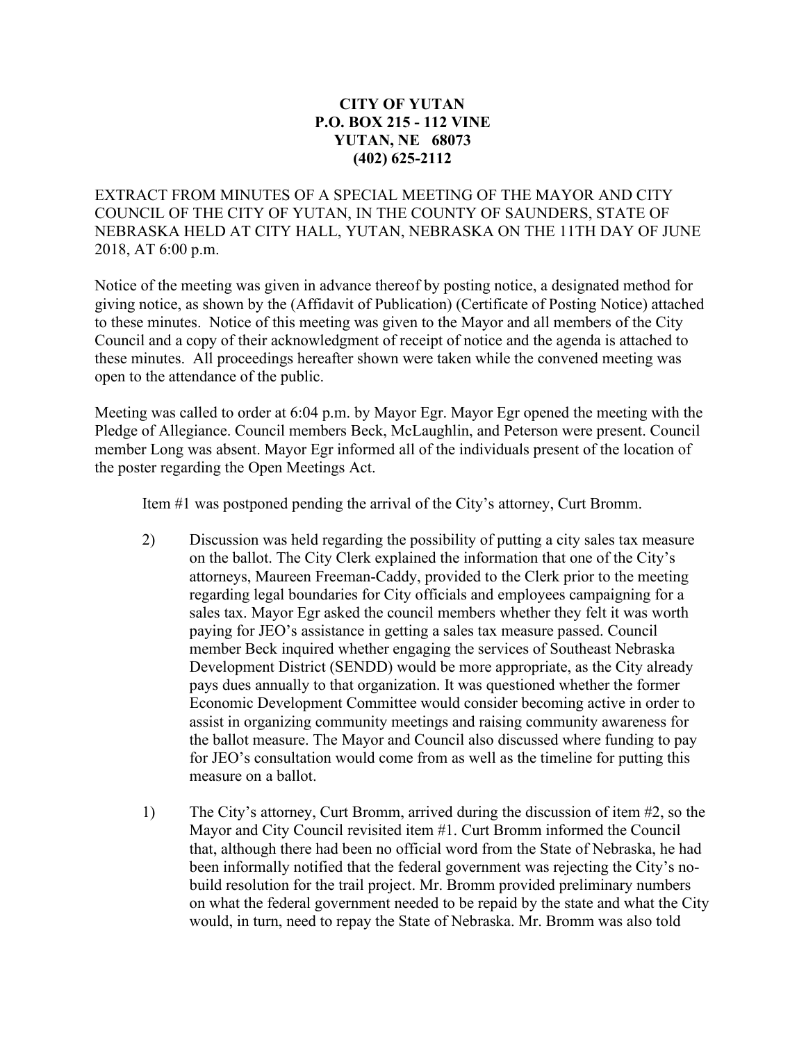**CITY OF YUTAN**
**P.O. BOX 215 - 112 VINE**
**YUTAN, NE 68073**
**(402) 625-2112**

EXTRACT FROM MINUTES OF A SPECIAL MEETING OF THE MAYOR AND CITY COUNCIL OF THE CITY OF YUTAN, IN THE COUNTY OF SAUNDERS, STATE OF NEBRASKA HELD AT CITY HALL, YUTAN, NEBRASKA ON THE 11TH DAY OF JUNE 2018, AT 6:00 p.m.

Notice of the meeting was given in advance thereof by posting notice, a designated method for giving notice, as shown by the (Affidavit of Publication) (Certificate of Posting Notice) attached to these minutes. Notice of this meeting was given to the Mayor and all members of the City Council and a copy of their acknowledgment of receipt of notice and the agenda is attached to these minutes. All proceedings hereafter shown were taken while the convened meeting was open to the attendance of the public.

Meeting was called to order at 6:04 p.m. by Mayor Egr. Mayor Egr opened the meeting with the Pledge of Allegiance. Council members Beck, McLaughlin, and Peterson were present. Council member Long was absent. Mayor Egr informed all of the individuals present of the location of the poster regarding the Open Meetings Act.

Item #1 was postponed pending the arrival of the City's attorney, Curt Bromm.

2) Discussion was held regarding the possibility of putting a city sales tax measure on the ballot. The City Clerk explained the information that one of the City's attorneys, Maureen Freeman-Caddy, provided to the Clerk prior to the meeting regarding legal boundaries for City officials and employees campaigning for a sales tax. Mayor Egr asked the council members whether they felt it was worth paying for JEO's assistance in getting a sales tax measure passed. Council member Beck inquired whether engaging the services of Southeast Nebraska Development District (SENDD) would be more appropriate, as the City already pays dues annually to that organization. It was questioned whether the former Economic Development Committee would consider becoming active in order to assist in organizing community meetings and raising community awareness for the ballot measure. The Mayor and Council also discussed where funding to pay for JEO's consultation would come from as well as the timeline for putting this measure on a ballot.

1) The City's attorney, Curt Bromm, arrived during the discussion of item #2, so the Mayor and City Council revisited item #1. Curt Bromm informed the Council that, although there had been no official word from the State of Nebraska, he had been informally notified that the federal government was rejecting the City's no-build resolution for the trail project. Mr. Bromm provided preliminary numbers on what the federal government needed to be repaid by the state and what the City would, in turn, need to repay the State of Nebraska. Mr. Bromm was also told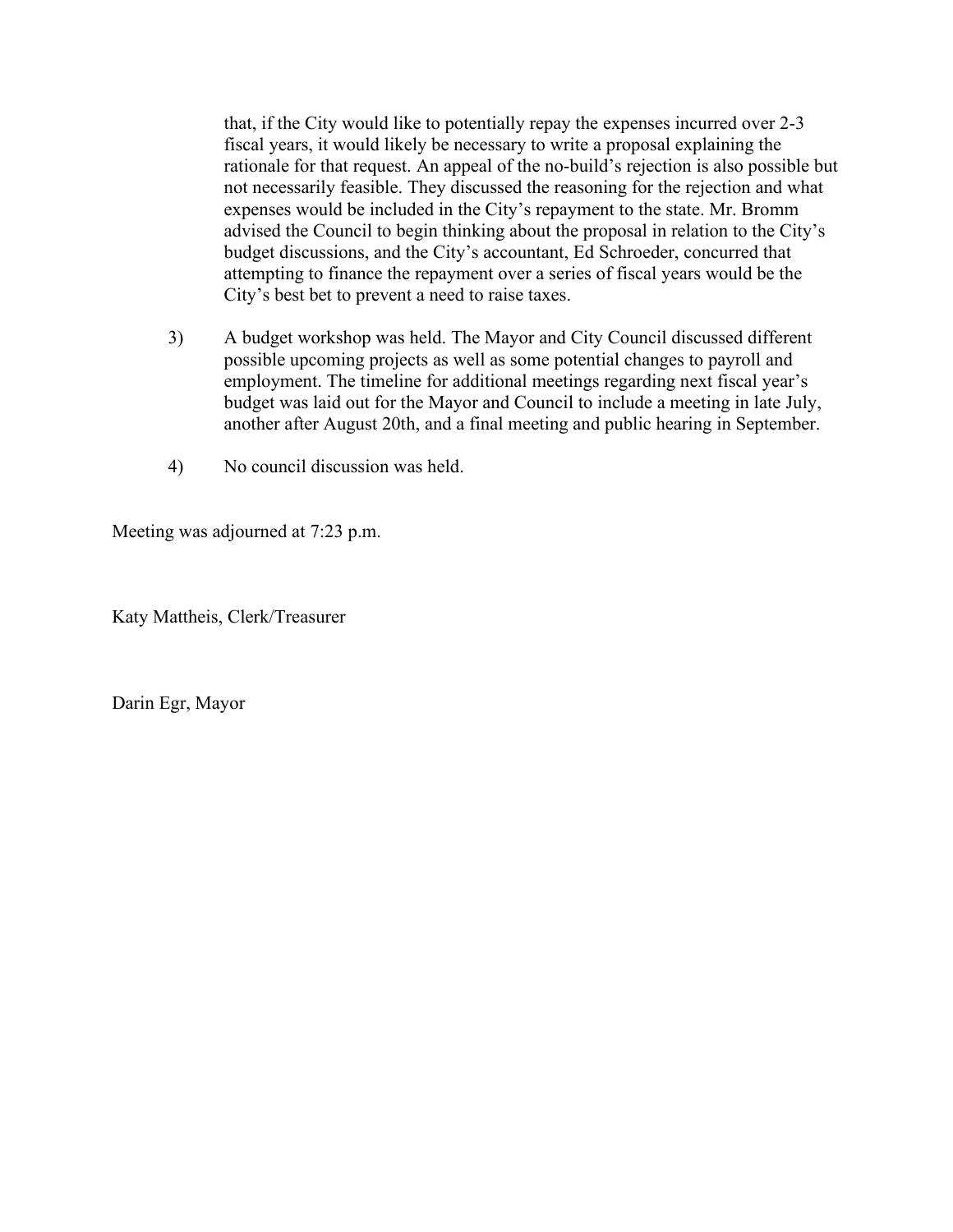that, if the City would like to potentially repay the expenses incurred over 2-3 fiscal years, it would likely be necessary to write a proposal explaining the rationale for that request. An appeal of the no-build's rejection is also possible but not necessarily feasible. They discussed the reasoning for the rejection and what expenses would be included in the City's repayment to the state. Mr. Bromm advised the Council to begin thinking about the proposal in relation to the City's budget discussions, and the City's accountant, Ed Schroeder, concurred that attempting to finance the repayment over a series of fiscal years would be the City's best bet to prevent a need to raise taxes.

3) A budget workshop was held. The Mayor and City Council discussed different possible upcoming projects as well as some potential changes to payroll and employment. The timeline for additional meetings regarding next fiscal year's budget was laid out for the Mayor and Council to include a meeting in late July, another after August 20th, and a final meeting and public hearing in September.

4) No council discussion was held.

Meeting was adjourned at 7:23 p.m.

Katy Mattheis, Clerk/Treasurer

Darin Egr, Mayor